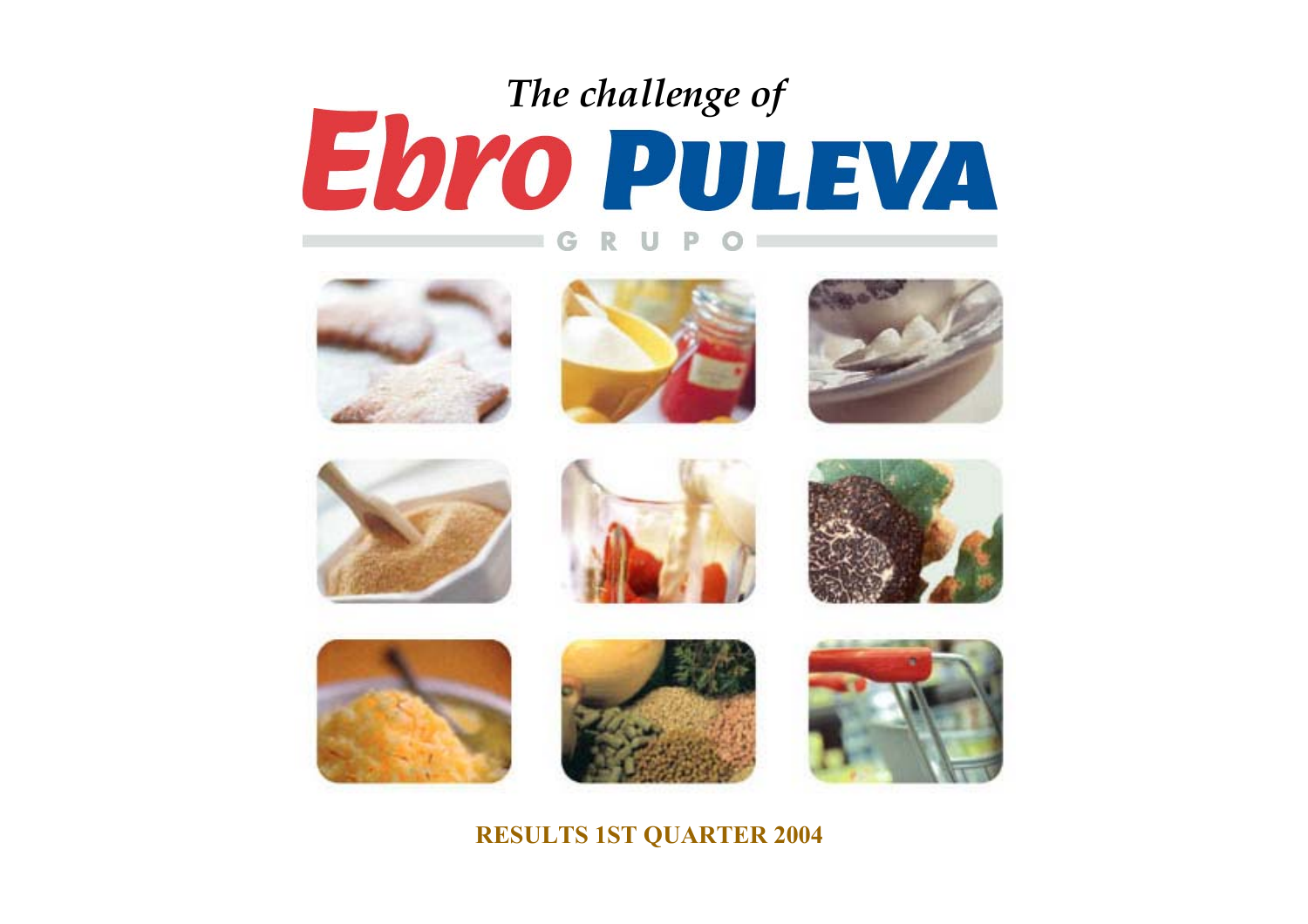*The challenge of*

# Ebro Puleva

GRUPO

**RESULTS 1ST QUARTER 2004**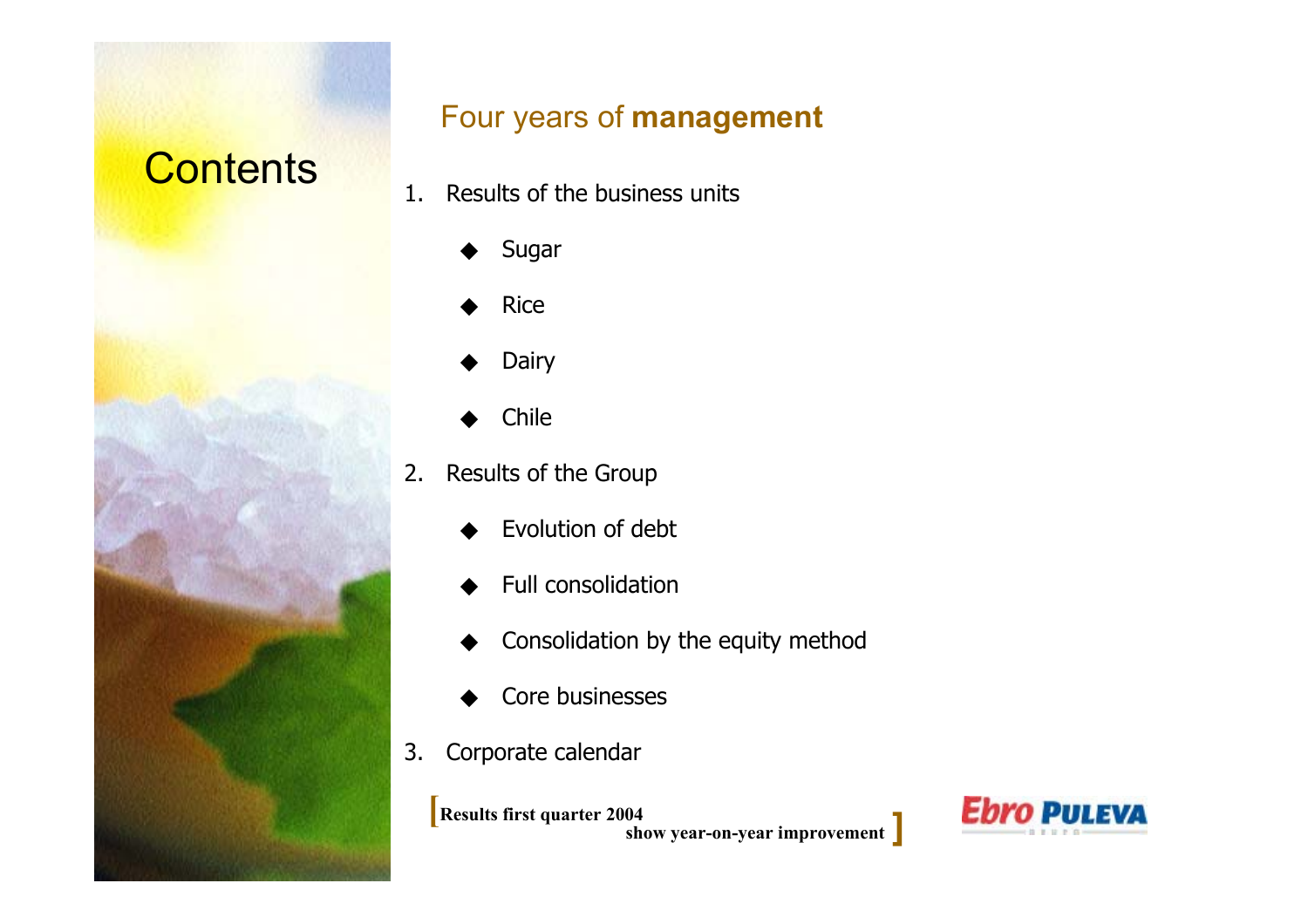# Contents

## Four years of **management**

1. Results of the business units
   - Sugar
   - Rice
   - Dairy
   - Chile
2. Results of the Group
   - Evolution of debt
   - Full consolidation
   - Consolidation by the equity method
   - Core businesses
3. Corporate calendar

[**Results first quarter 2004 show year-on-year improvement**]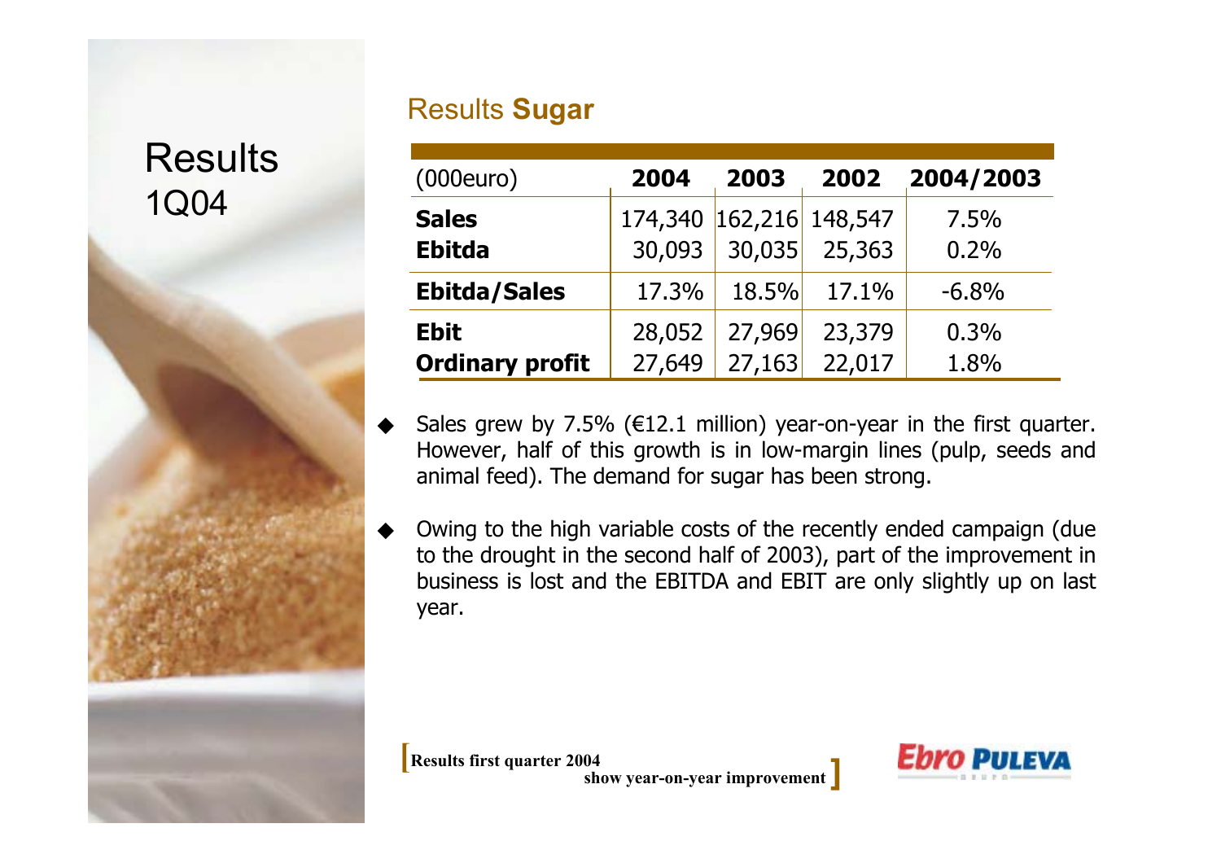# Results 1Q04

## Results **Sugar**

| (000euro) | 2004 | 2003 | 2002 | 2004/2003 |
|---|---|---|---|---|
| **Sales** | 174,340 | 162,216 | 148,547 | 7.5% |
| **Ebitda** | 30,093 | 30,035 | 25,363 | 0.2% |
| **Ebitda/Sales** | 17.3% | 18.5% | 17.1% | -6.8% |
| **Ebit** | 28,052 | 27,969 | 23,379 | 0.3% |
| **Ordinary profit** | 27,649 | 27,163 | 22,017 | 1.8% |

- Sales grew by 7.5% (€12.1 million) year-on-year in the first quarter. However, half of this growth is in low-margin lines (pulp, seeds and animal feed). The demand for sugar has been strong.
- Owing to the high variable costs of the recently ended campaign (due to the drought in the second half of 2003), part of the improvement in business is lost and the EBITDA and EBIT are only slightly up on last year.

[**Results first quarter 2004 show year-on-year improvement**]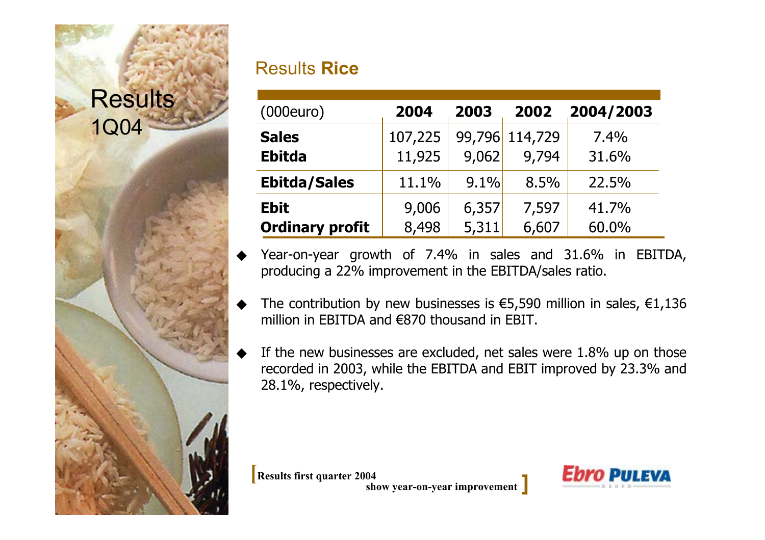# Results 1Q04

## Results Rice

| (000euro) | 2004 | 2003 | 2002 | 2004/2003 |
|---|---|---|---|---|
| **Sales** | 107,225 | 99,796 | 114,729 | 7.4% |
| **Ebitda** | 11,925 | 9,062 | 9,794 | 31.6% |
| **Ebitda/Sales** | 11.1% | 9.1% | 8.5% | 22.5% |
| **Ebit** | 9,006 | 6,357 | 7,597 | 41.7% |
| **Ordinary profit** | 8,498 | 5,311 | 6,607 | 60.0% |

- Year-on-year growth of 7.4% in sales and 31.6% in EBITDA, producing a 22% improvement in the EBITDA/sales ratio.
- The contribution by new businesses is €5,590 million in sales, €1,136 million in EBITDA and €870 thousand in EBIT.
- If the new businesses are excluded, net sales were 1.8% up on those recorded in 2003, while the EBITDA and EBIT improved by 23.3% and 28.1%, respectively.

**Results first quarter 2004 show year-on-year improvement**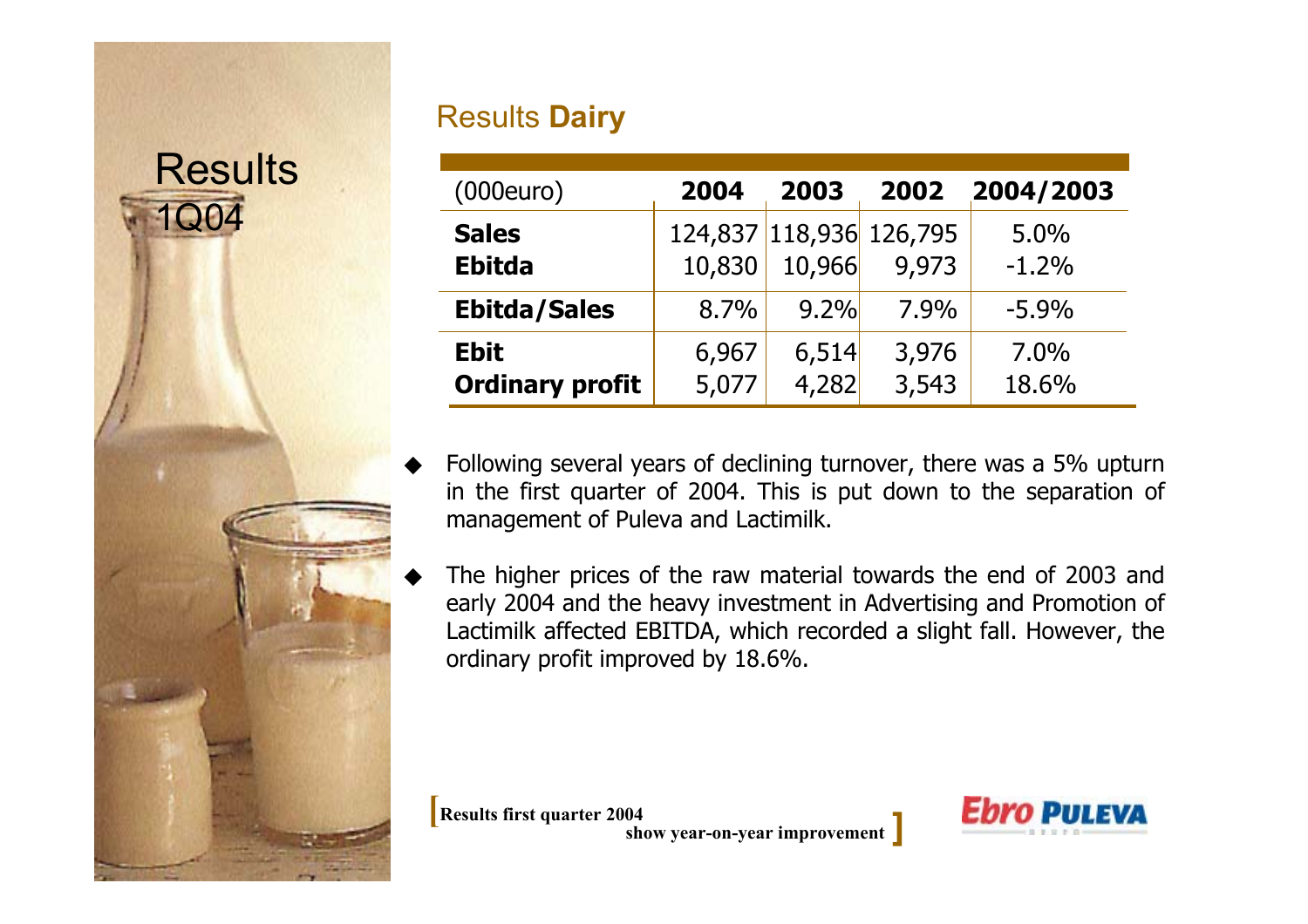# Results 1Q04

## Results **Dairy**

| (000euro) | 2004 | 2003 | 2002 | 2004/2003 |
|---|---|---|---|---|
| **Sales** | 124,837 | 118,936 | 126,795 | 5.0% |
| **Ebitda** | 10,830 | 10,966 | 9,973 | -1.2% |
| **Ebitda/Sales** | 8.7% | 9.2% | 7.9% | -5.9% |
| **Ebit** | 6,967 | 6,514 | 3,976 | 7.0% |
| **Ordinary profit** | 5,077 | 4,282 | 3,543 | 18.6% |

- Following several years of declining turnover, there was a 5% upturn in the first quarter of 2004. This is put down to the separation of management of Puleva and Lactimilk.
- The higher prices of the raw material towards the end of 2003 and early 2004 and the heavy investment in Advertising and Promotion of Lactimilk affected EBITDA, which recorded a slight fall. However, the ordinary profit improved by 18.6%.

[Results first quarter 2004 show year-on-year improvement]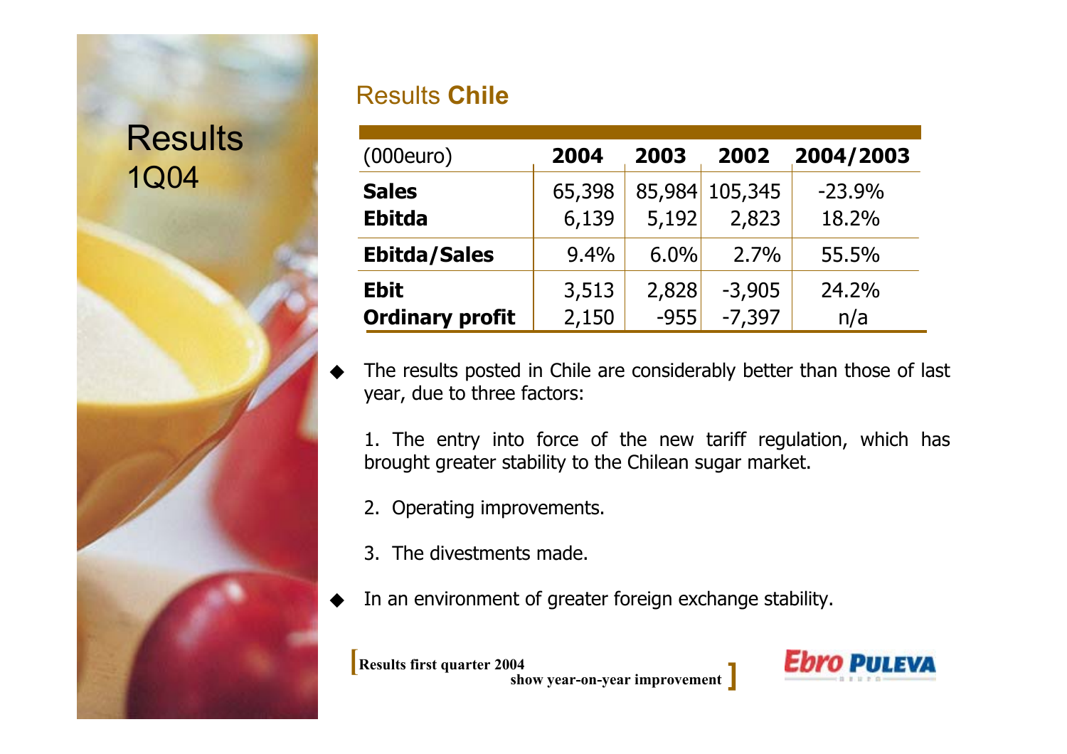# Results 1Q04

## Results **Chile**

| (000euro) | 2004 | 2003 | 2002 | 2004/2003 |
|---|---|---|---|---|
| **Sales** | 65,398 | 85,984 | 105,345 | -23.9% |
| **Ebitda** | 6,139 | 5,192 | 2,823 | 18.2% |
| **Ebitda/Sales** | 9.4% | 6.0% | 2.7% | 55.5% |
| **Ebit** | 3,513 | 2,828 | -3,905 | 24.2% |
| **Ordinary profit** | 2,150 | -955 | -7,397 | n/a |

- The results posted in Chile are considerably better than those of last year, due to three factors:

  1. The entry into force of the new tariff regulation, which has brought greater stability to the Chilean sugar market.

  2. Operating improvements.

  3. The divestments made.

- In an environment of greater foreign exchange stability.

[**Results first quarter 2004 show year-on-year improvement**]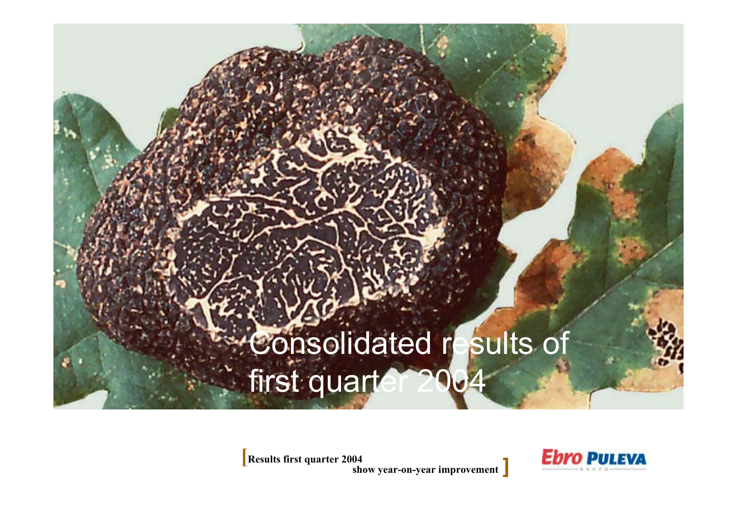# Consolidated results of first quarter 2004

[ **Results first quarter 2004 show year-on-year improvement** ]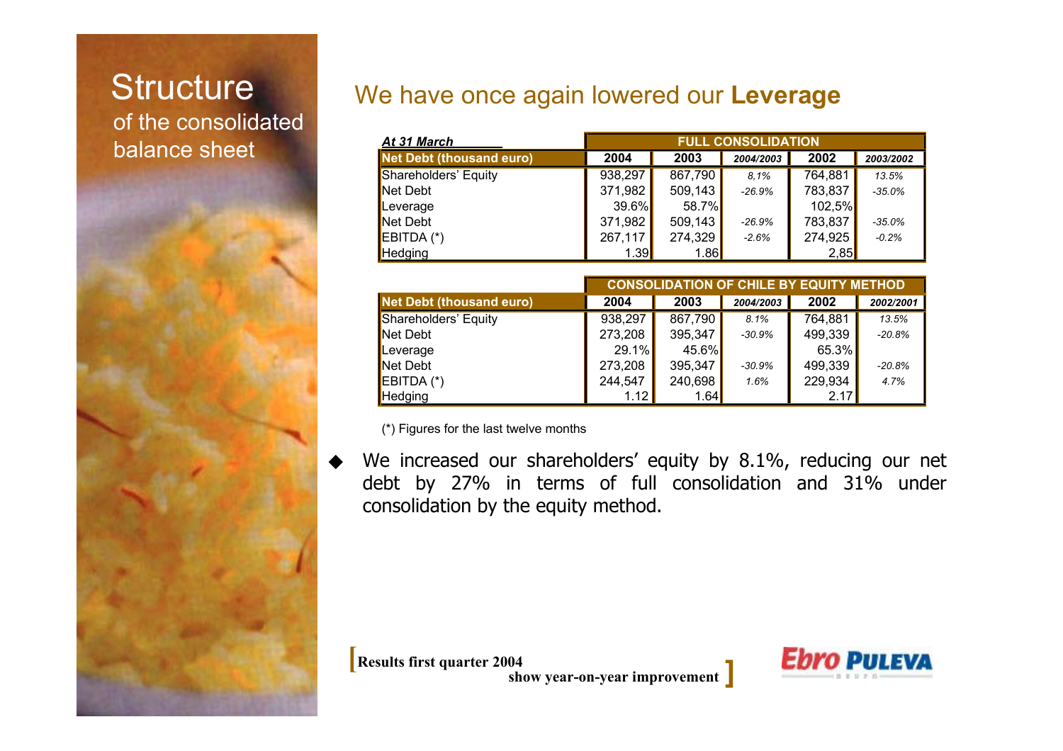# Structure

## of the consolidated balance sheet

## We have once again lowered our **Leverage**

| *At 31 March* | FULL CONSOLIDATION | | | | |
|---|---|---|---|---|---|
| **Net Debt (thousand euro)** | **2004** | **2003** | ***2004/2003*** | **2002** | ***2003/2002*** |
| Shareholders' Equity | 938,297 | 867,790 | *8,1%* | 764,881 | *13.5%* |
| Net Debt | 371,982 | 509,143 | *-26.9%* | 783,837 | *-35.0%* |
| Leverage | 39.6% | 58.7% | | 102,5% | |
| Net Debt | 371,982 | 509,143 | *-26.9%* | 783,837 | *-35.0%* |
| EBITDA (*) | 267,117 | 274,329 | *-2.6%* | 274,925 | *-0.2%* |
| Hedging | 1.39 | 1.86 | | 2,85 | |

| | CONSOLIDATION OF CHILE BY EQUITY METHOD | | | | |
|---|---|---|---|---|---|
| **Net Debt (thousand euro)** | **2004** | **2003** | ***2004/2003*** | **2002** | ***2002/2001*** |
| Shareholders' Equity | 938,297 | 867,790 | *8.1%* | 764,881 | *13.5%* |
| Net Debt | 273,208 | 395,347 | *-30.9%* | 499,339 | *-20.8%* |
| Leverage | 29.1% | 45.6% | | 65.3% | |
| Net Debt | 273,208 | 395,347 | *-30.9%* | 499,339 | *-20.8%* |
| EBITDA (*) | 244,547 | 240,698 | *1.6%* | 229,934 | *4.7%* |
| Hedging | 1.12 | 1.64 | | 2.17 | |

(*) Figures for the last twelve months

- We increased our shareholders' equity by 8.1%, reducing our net debt by 27% in terms of full consolidation and 31% under consolidation by the equity method.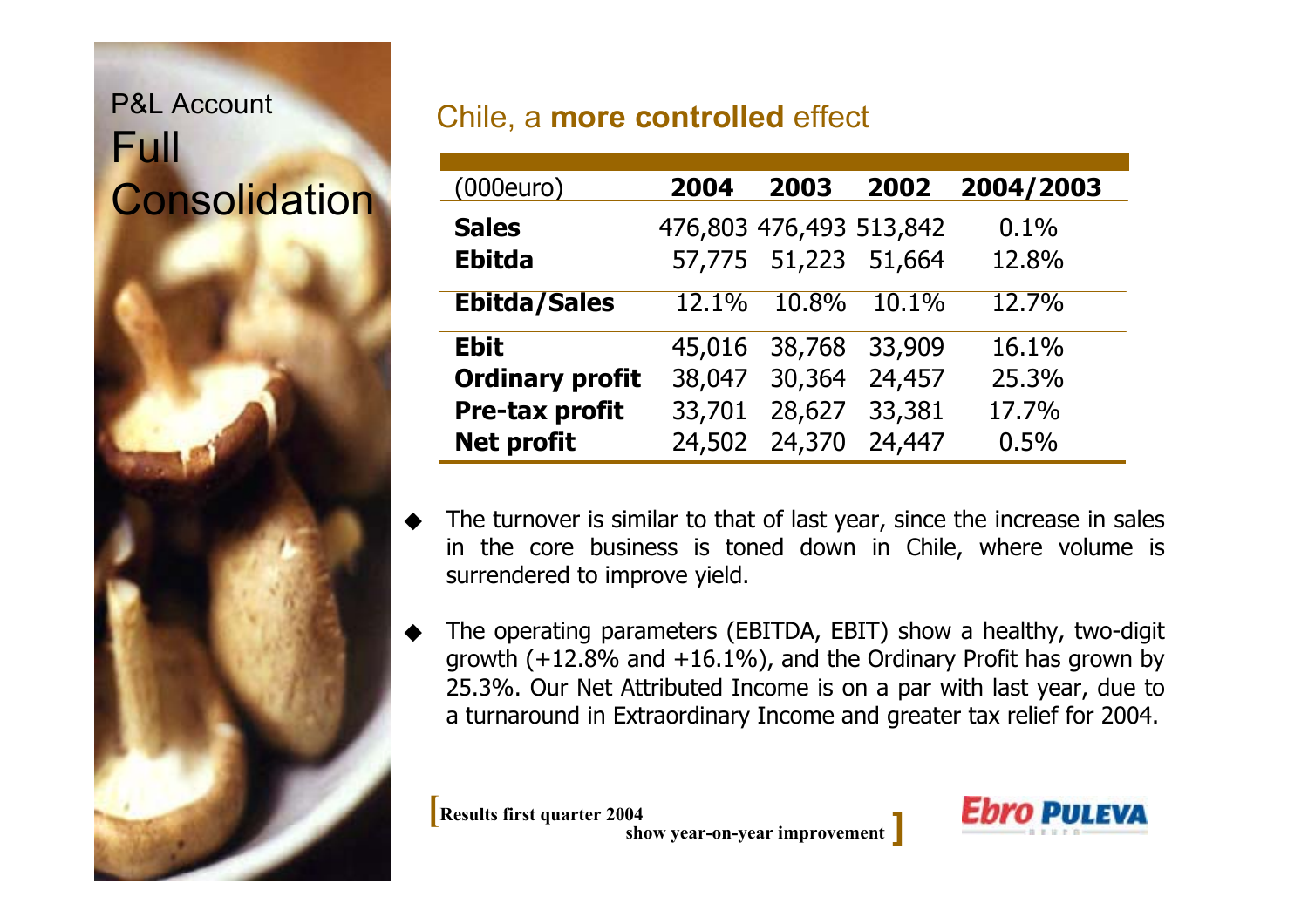P&L Account

# Full Consolidation

## Chile, a **more controlled** effect

| (000euro) | 2004 | 2003 | 2002 | 2004/2003 |
|---|---|---|---|---|
| **Sales** | 476,803 | 476,493 | 513,842 | 0.1% |
| **Ebitda** | 57,775 | 51,223 | 51,664 | 12.8% |
| **Ebitda/Sales** | 12.1% | 10.8% | 10.1% | 12.7% |
| **Ebit** | 45,016 | 38,768 | 33,909 | 16.1% |
| **Ordinary profit** | 38,047 | 30,364 | 24,457 | 25.3% |
| **Pre-tax profit** | 33,701 | 28,627 | 33,381 | 17.7% |
| **Net profit** | 24,502 | 24,370 | 24,447 | 0.5% |

- The turnover is similar to that of last year, since the increase in sales in the core business is toned down in Chile, where volume is surrendered to improve yield.
- The operating parameters (EBITDA, EBIT) show a healthy, two-digit growth (+12.8% and +16.1%), and the Ordinary Profit has grown by 25.3%. Our Net Attributed Income is on a par with last year, due to a turnaround in Extraordinary Income and greater tax relief for 2004.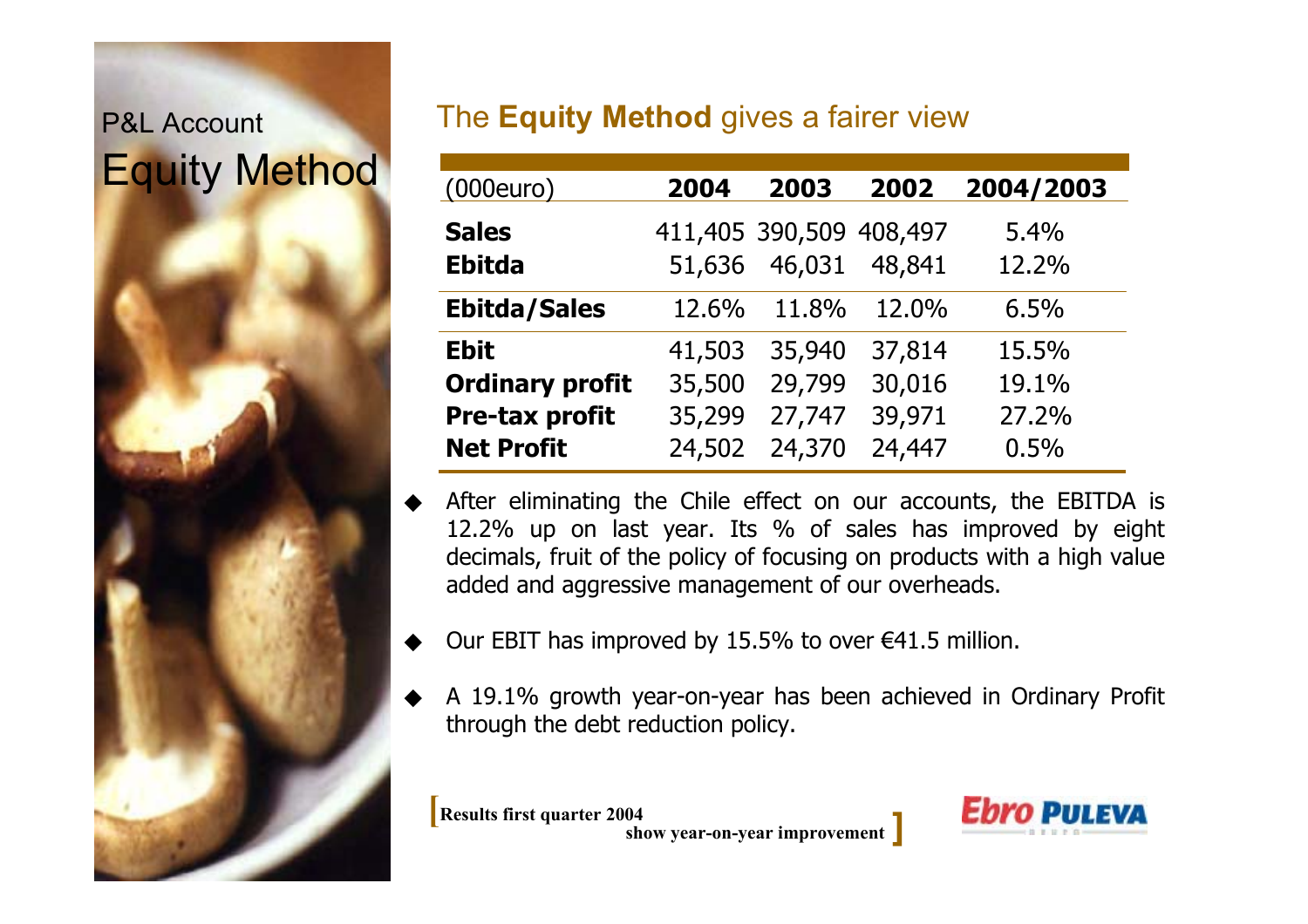P&L Account

# Equity Method

## The **Equity Method** gives a fairer view

| (000euro) | 2004 | 2003 | 2002 | 2004/2003 |
|---|---|---|---|---|
| **Sales** | 411,405 | 390,509 | 408,497 | 5.4% |
| **Ebitda** | 51,636 | 46,031 | 48,841 | 12.2% |
| **Ebitda/Sales** | 12.6% | 11.8% | 12.0% | 6.5% |
| **Ebit** | 41,503 | 35,940 | 37,814 | 15.5% |
| **Ordinary profit** | 35,500 | 29,799 | 30,016 | 19.1% |
| **Pre-tax profit** | 35,299 | 27,747 | 39,971 | 27.2% |
| **Net Profit** | 24,502 | 24,370 | 24,447 | 0.5% |

- After eliminating the Chile effect on our accounts, the EBITDA is 12.2% up on last year. Its % of sales has improved by eight decimals, fruit of the policy of focusing on products with a high value added and aggressive management of our overheads.
- Our EBIT has improved by 15.5% to over €41.5 million.
- A 19.1% growth year-on-year has been achieved in Ordinary Profit through the debt reduction policy.

**[Results first quarter 2004 show year-on-year improvement]**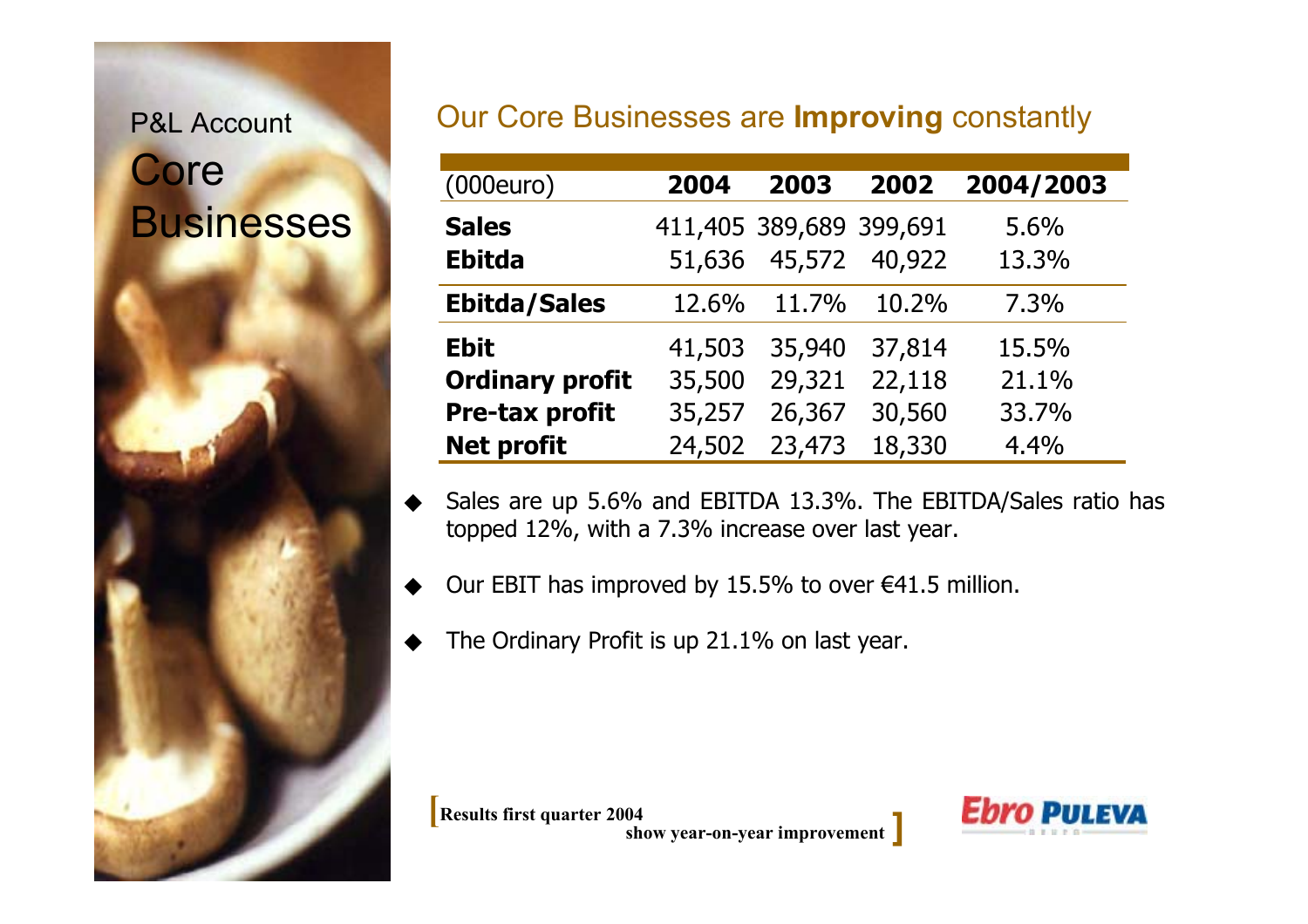P&L Account

# Core Businesses

## Our Core Businesses are **Improving** constantly

| (000euro) | 2004 | 2003 | 2002 | 2004/2003 |
|---|---|---|---|---|
| **Sales** | 411,405 | 389,689 | 399,691 | 5.6% |
| **Ebitda** | 51,636 | 45,572 | 40,922 | 13.3% |
| **Ebitda/Sales** | 12.6% | 11.7% | 10.2% | 7.3% |
| **Ebit** | 41,503 | 35,940 | 37,814 | 15.5% |
| **Ordinary profit** | 35,500 | 29,321 | 22,118 | 21.1% |
| **Pre-tax profit** | 35,257 | 26,367 | 30,560 | 33.7% |
| **Net profit** | 24,502 | 23,473 | 18,330 | 4.4% |

- Sales are up 5.6% and EBITDA 13.3%. The EBITDA/Sales ratio has topped 12%, with a 7.3% increase over last year.
- Our EBIT has improved by 15.5% to over €41.5 million.
- The Ordinary Profit is up 21.1% on last year.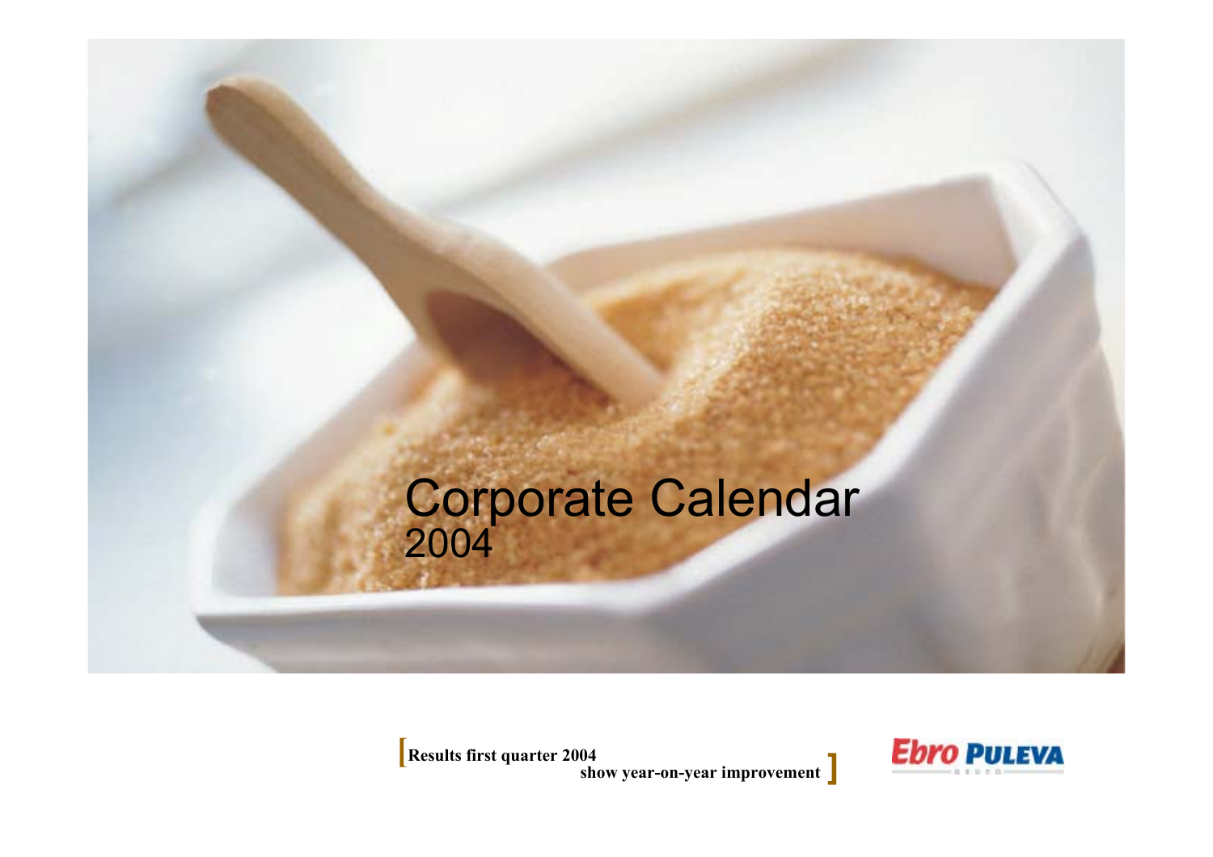# Corporate Calendar
## 2004

**Results first quarter 2004 show year-on-year improvement**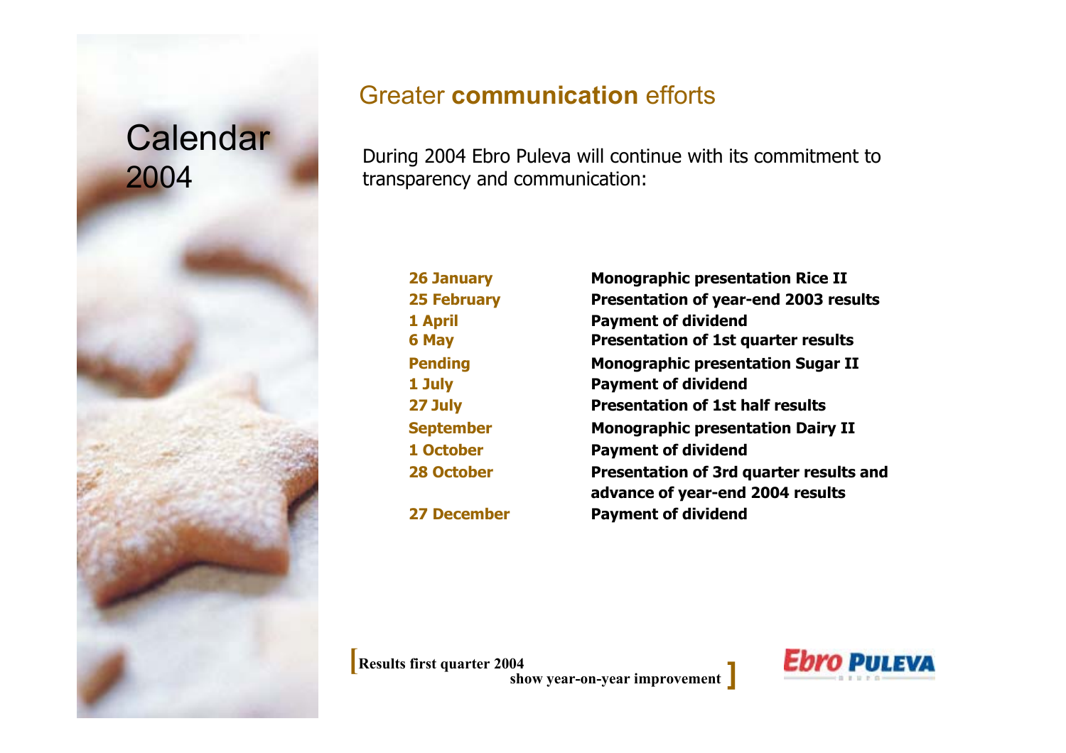# Calendar 2004

## Greater **communication** efforts

During 2004 Ebro Puleva will continue with its commitment to transparency and communication:

| | |
|---|---|
| **26 January** | **Monographic presentation Rice II** |
| **25 February** | **Presentation of year-end 2003 results** |
| **1 April** | **Payment of dividend** |
| **6 May** | **Presentation of 1st quarter results** |
| **Pending** | **Monographic presentation Sugar II** |
| **1 July** | **Payment of dividend** |
| **27 July** | **Presentation of 1st half results** |
| **September** | **Monographic presentation Dairy II** |
| **1 October** | **Payment of dividend** |
| **28 October** | **Presentation of 3rd quarter results and advance of year-end 2004 results** |
| **27 December** | **Payment of dividend** |

[**Results first quarter 2004 show year-on-year improvement**]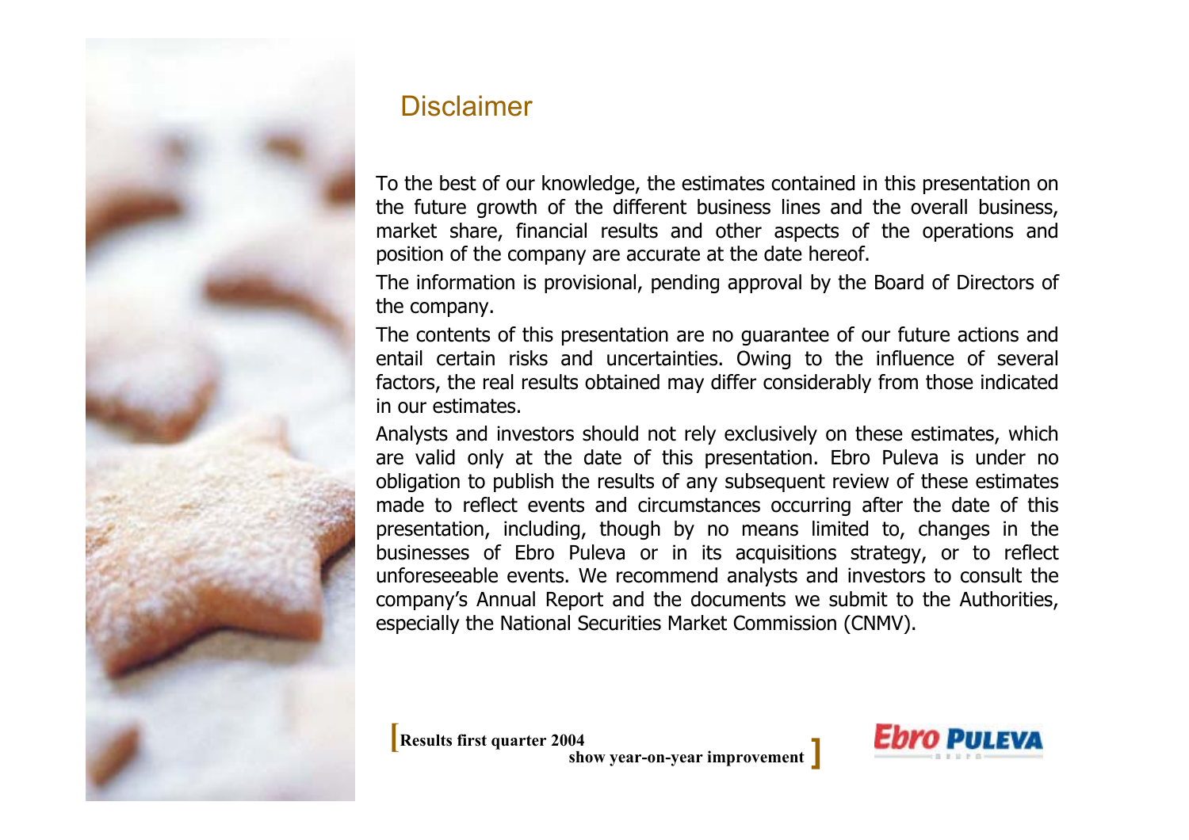# Disclaimer

To the best of our knowledge, the estimates contained in this presentation on the future growth of the different business lines and the overall business, market share, financial results and other aspects of the operations and position of the company are accurate at the date hereof.

The information is provisional, pending approval by the Board of Directors of the company.

The contents of this presentation are no guarantee of our future actions and entail certain risks and uncertainties. Owing to the influence of several factors, the real results obtained may differ considerably from those indicated in our estimates.

Analysts and investors should not rely exclusively on these estimates, which are valid only at the date of this presentation. Ebro Puleva is under no obligation to publish the results of any subsequent review of these estimates made to reflect events and circumstances occurring after the date of this presentation, including, though by no means limited to, changes in the businesses of Ebro Puleva or in its acquisitions strategy, or to reflect unforeseeable events. We recommend analysts and investors to consult the company's Annual Report and the documents we submit to the Authorities, especially the National Securities Market Commission (CNMV).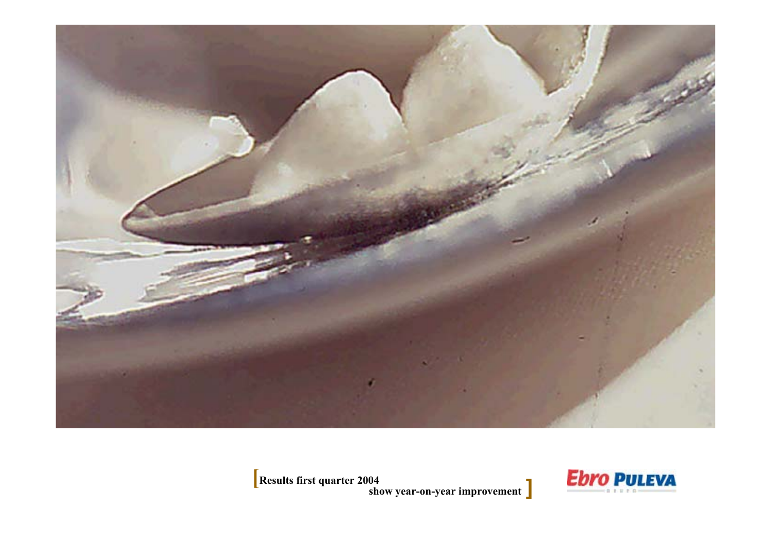[Results first quarter 2004
show year-on-year improvement ]

Ebro PULEVA